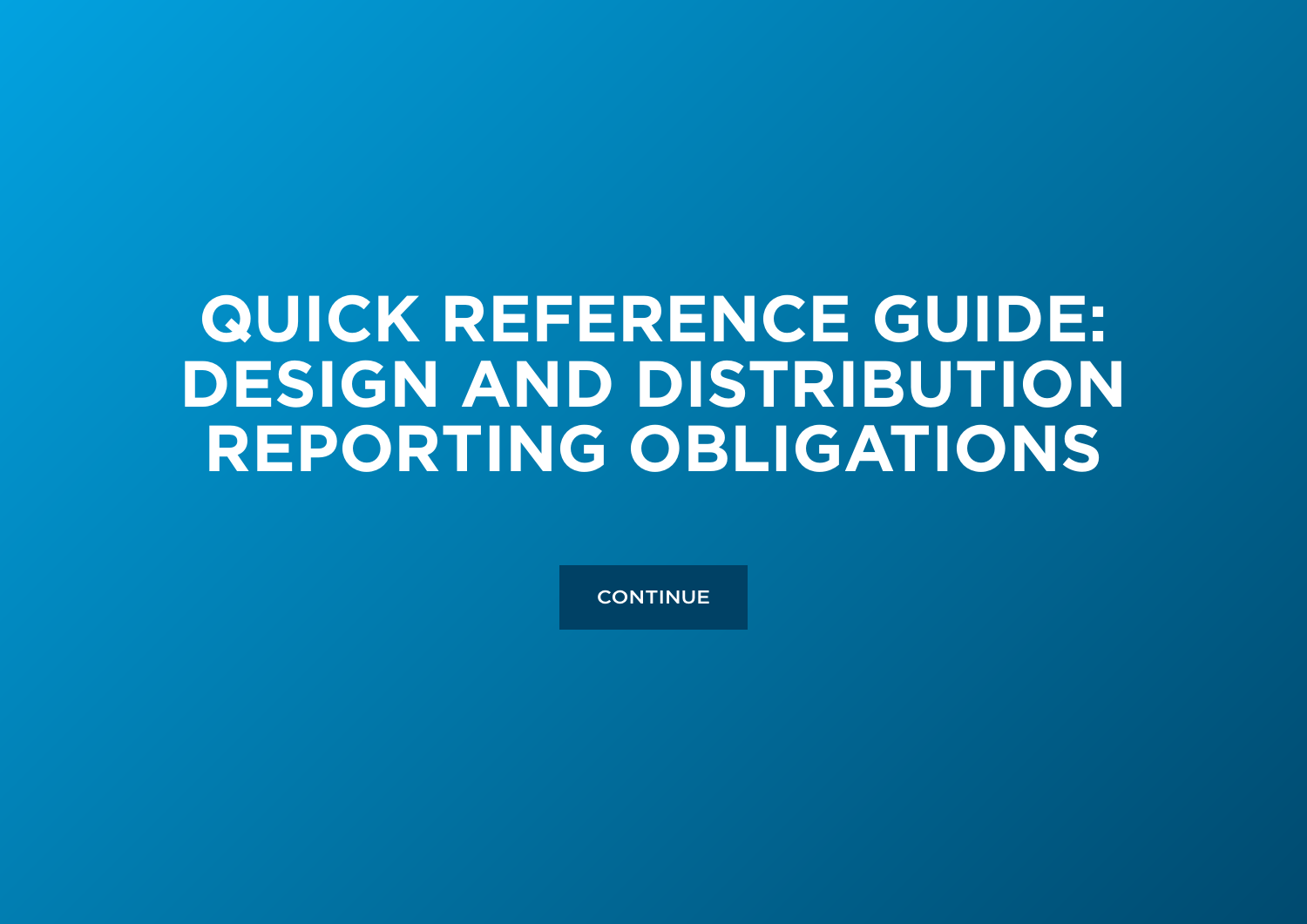# QUICK REFERENCE GUIDE: DESIGN AND DISTRIBUTION REPORTING OBLIGATIONS

CONTINUE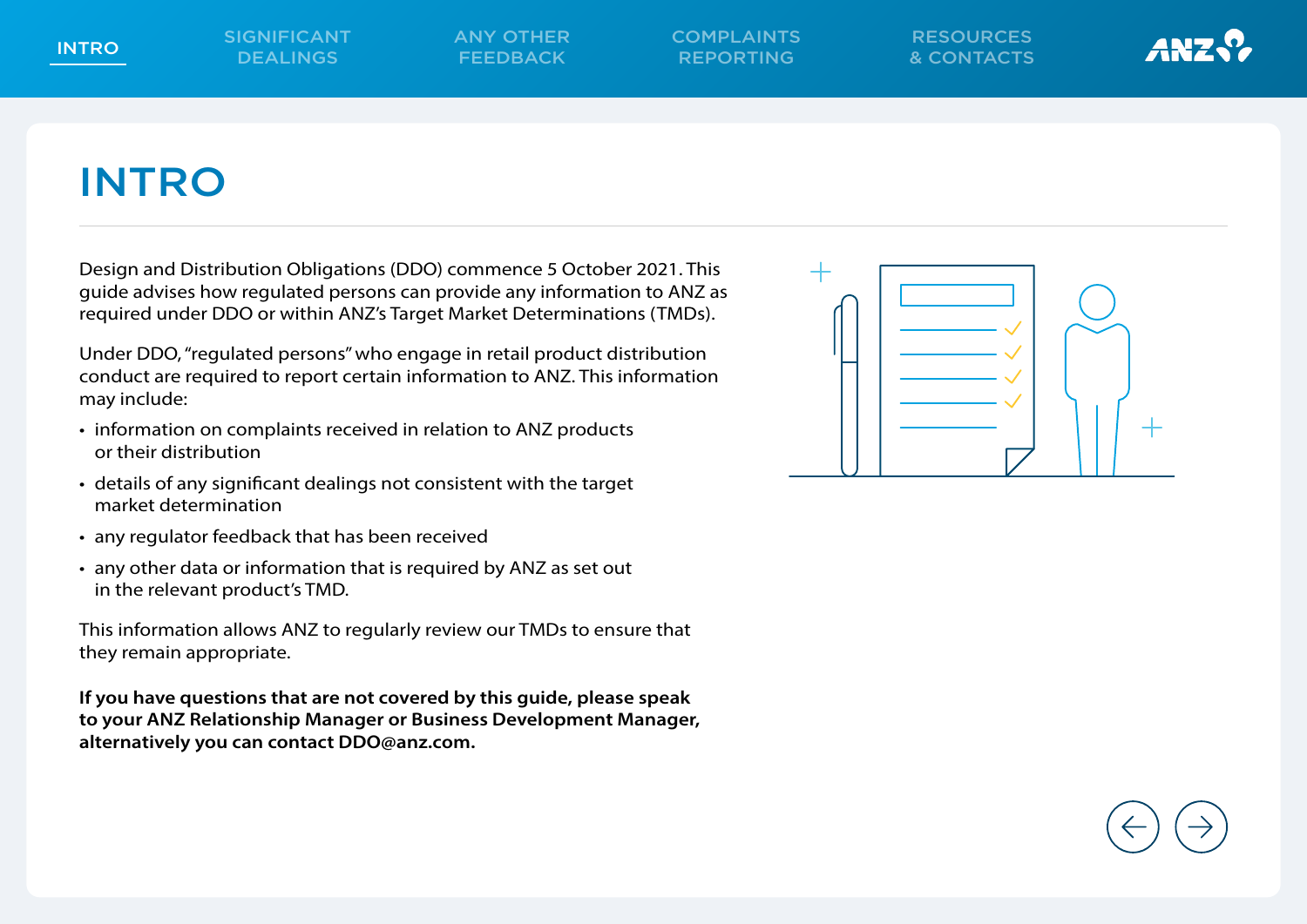# INTRO

Design and Distribution Obligations (DDO) commence 5 October 2021. This guide advises how regulated persons can provide any information to ANZ as required under DDO or within ANZ's Target Market Determinations (TMDs).

Under DDO, "regulated persons" who engage in retail product distribution conduct are required to report certain information to ANZ. This information may include:

- information on complaints received in relation to ANZ products or their distribution
- details of any significant dealings not consistent with the target market determination
- any regulator feedback that has been received
- any other data or information that is required by ANZ as set out in the relevant product's TMD.

This information allows ANZ to regularly review our TMDs to ensure that they remain appropriate.

**If you have questions that are not covered by this guide, please speak to your ANZ Relationship Manager or Business Development Manager, alternatively you can contact DDO@anz.com.**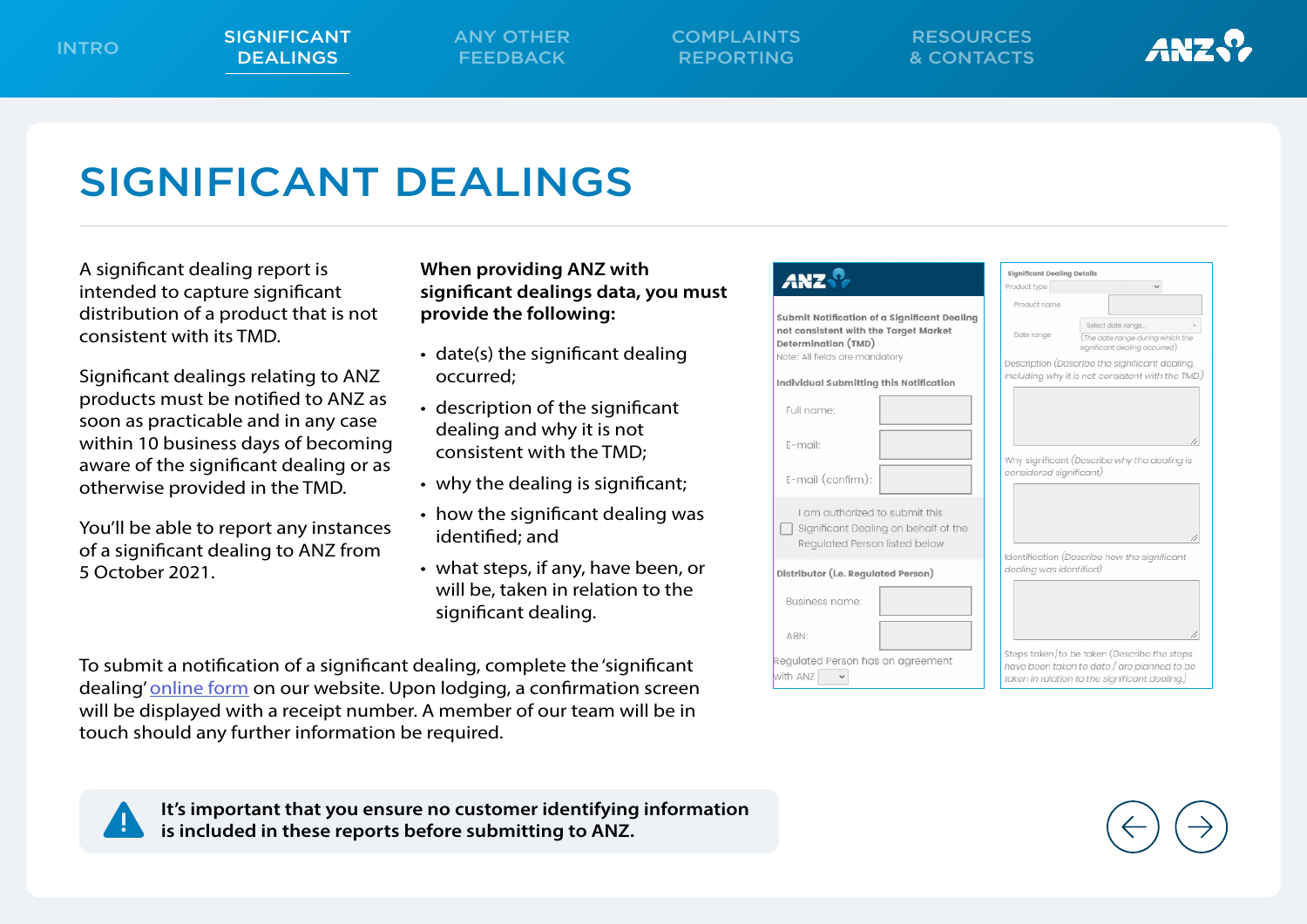# SIGNIFICANT DEALINGS

A significant dealing report is intended to capture significant distribution of a product that is not consistent with its TMD.

Significant dealings relating to ANZ products must be notified to ANZ as soon as practicable and in any case within 10 business days of becoming aware of the significant dealing or as otherwise provided in the TMD.

You'll be able to report any instances of a significant dealing to ANZ from 5 October 2021.

**When providing ANZ with significant dealings data, you must provide the following:**

- date(s) the significant dealing occurred;
- description of the significant dealing and why it is not consistent with the TMD;
- why the dealing is significant;
- how the significant dealing was identified; and
- what steps, if any, have been, or will be, taken in relation to the significant dealing.

To submit a notification of a significant dealing, complete the 'significant dealing' online form on our website. Upon lodging, a confirmation screen will be displayed with a receipt number. A member of our team will be in touch should any further information be required.

**Submit Notification of a Significant Dealing not consistent with the Target Market Determination (TMD)**

Note: All fields are mandatory

**Individual Submitting this Notification**

Full name:

E-mail:

E-mail (confirm):

I am authorized to submit this Significant Dealing on behalf of the Regulated Person listed below

**Distributor (i.e. Regulated Person)**

Business name:

ABN:

Regulated Person has an agreement with ANZ

**Significant Dealing Details**

Product type

Product name

Date range — Select date range... (The date range during which the significant dealing occurred)

Description (Describe the significant dealing, including why it is not consistent with the TMD)

Why significant (Describe why the dealing is considered significant)

Identification (Describe how the significant dealing was identified)

Steps taken/to be taken (Describe the steps have been taken to date / are planned to be taken in relation to the significant dealing)

**It's important that you ensure no customer identifying information is included in these reports before submitting to ANZ.**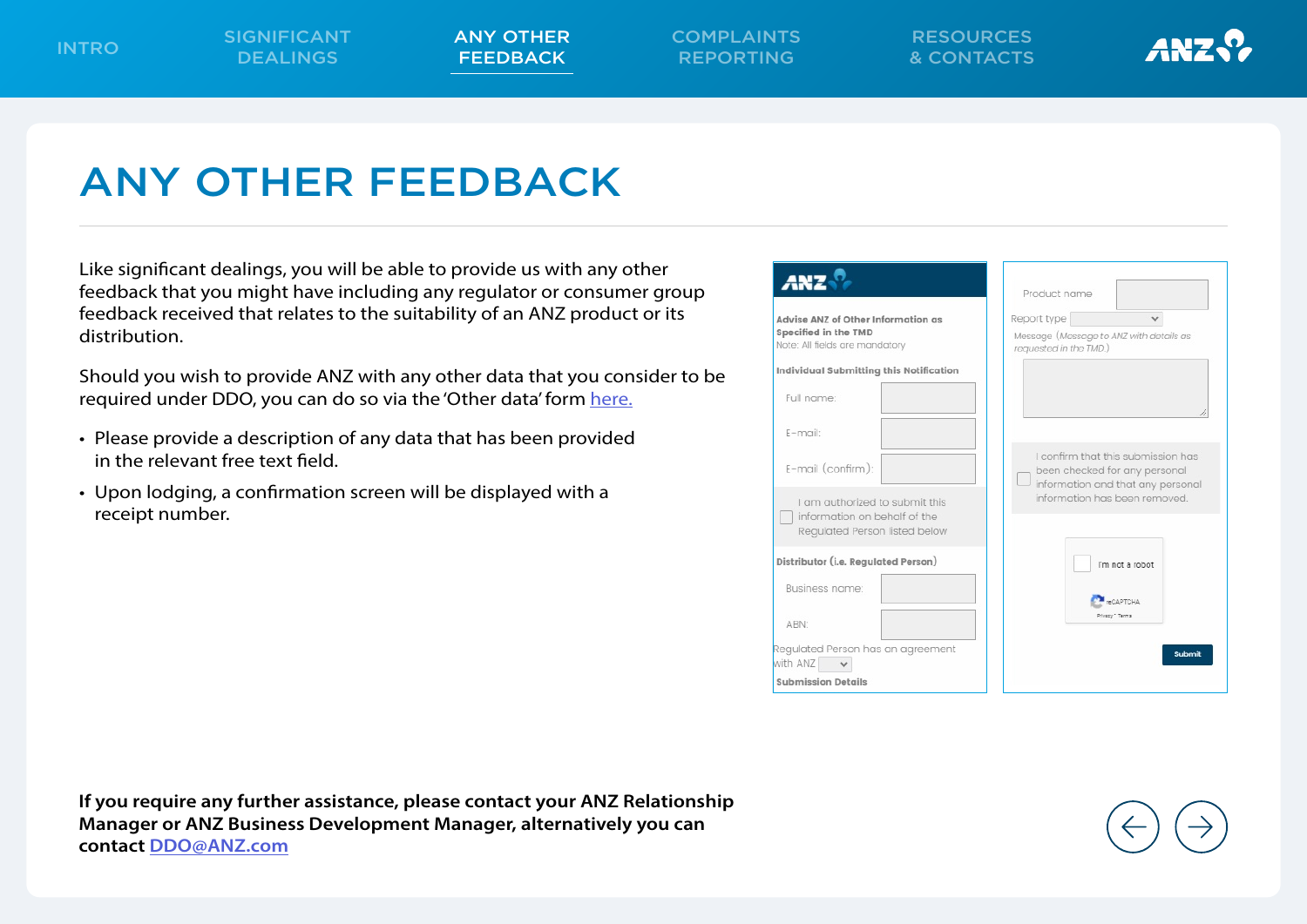# ANY OTHER FEEDBACK

Like significant dealings, you will be able to provide us with any other feedback that you might have including any regulator or consumer group feedback received that relates to the suitability of an ANZ product or its distribution.

Should you wish to provide ANZ with any other data that you consider to be required under DDO, you can do so via the 'Other data' form here.

- Please provide a description of any data that has been provided in the relevant free text field.
- Upon lodging, a confirmation screen will be displayed with a receipt number.

**Advise ANZ of Other Information as Specified in the TMD**
Note: All fields are mandatory

**Individual Submitting this Notification**

Full name:

E-mail:

E-mail (confirm):

I am authorized to submit this information on behalf of the Regulated Person listed below

**Distributor (i.e. Regulated Person)**

Business name:

ABN:

Regulated Person has an agreement with ANZ

**Submission Details**

Product name

Report type

Message (*Message to ANZ with details as requested in the TMD.*)

I confirm that this submission has been checked for any personal information and that any personal information has been removed.

I'm not a robot

Submit

**If you require any further assistance, please contact your ANZ Relationship Manager or ANZ Business Development Manager, alternatively you can contact DDO@ANZ.com**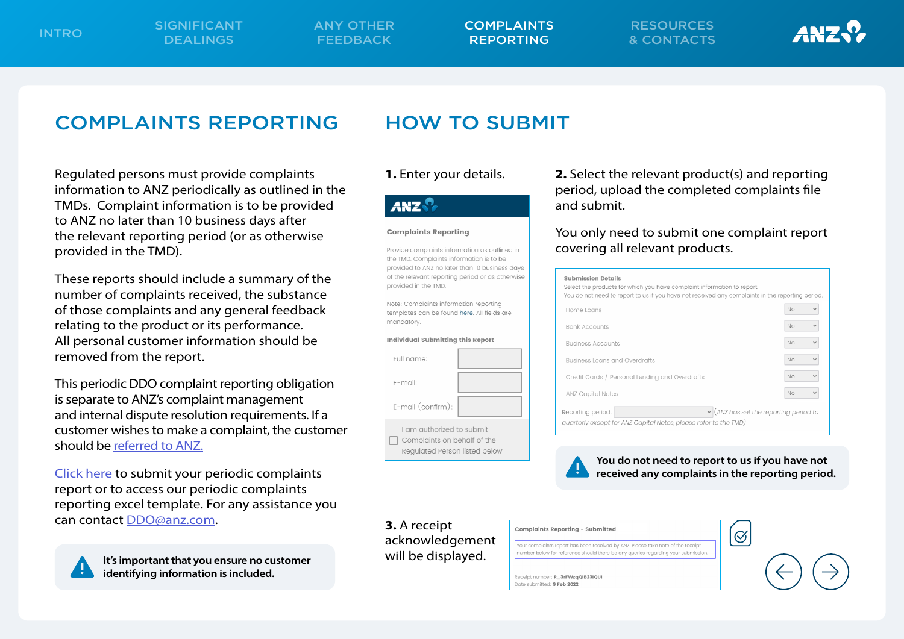# COMPLAINTS REPORTING

Regulated persons must provide complaints information to ANZ periodically as outlined in the TMDs. Complaint information is to be provided to ANZ no later than 10 business days after the relevant reporting period (or as otherwise provided in the TMD).

These reports should include a summary of the number of complaints received, the substance of those complaints and any general feedback relating to the product or its performance. All personal customer information should be removed from the report.

This periodic DDO complaint reporting obligation is separate to ANZ's complaint management and internal dispute resolution requirements. If a customer wishes to make a complaint, the customer should be referred to ANZ.

Click here to submit your periodic complaints report or to access our periodic complaints reporting excel template. For any assistance you can contact DDO@anz.com.

**It's important that you ensure no customer identifying information is included.**

# HOW TO SUBMIT

**1.** Enter your details.

**Complaints Reporting**

Provide complaints information as outlined in the TMD. Complaints information is to be provided to ANZ no later than 10 business days of the relevant reporting period or as otherwise provided in the TMD.

Note: Complaints information reporting templates can be found here. All fields are mandatory.

**Individual Submitting this Report**

- Full name:
- E-mail:
- E-mail (confirm):
- I am authorized to submit Complaints on behalf of the Regulated Person listed below

**2.** Select the relevant product(s) and reporting period, upload the completed complaints file and submit.

You only need to submit one complaint report covering all relevant products.

**Submission Details**

Select the products for which you have complaint information to report.
You do not need to report to us if you have not received any complaints in the reporting period.

| Product | |
|---|---|
| Home Loans | No |
| Bank Accounts | No |
| Business Accounts | No |
| Business Loans and Overdrafts | No |
| Credit Cards / Personal Lending and Overdrafts | No |
| ANZ Capital Notes | No |

Reporting period: (ANZ has set the reporting period to quarterly except for ANZ Capital Notes, please refer to the TMD)

**You do not need to report to us if you have not received any complaints in the reporting period.**

**3.** A receipt acknowledgement will be displayed.

**Complaints Reporting - Submitted**

Your complaints report has been received by ANZ. Please take note of the receipt number below for reference should there be any queries regarding your submission.

Receipt number: **R_3rFWzqQIB23IQUI**
Date submitted: **9 Feb 2022**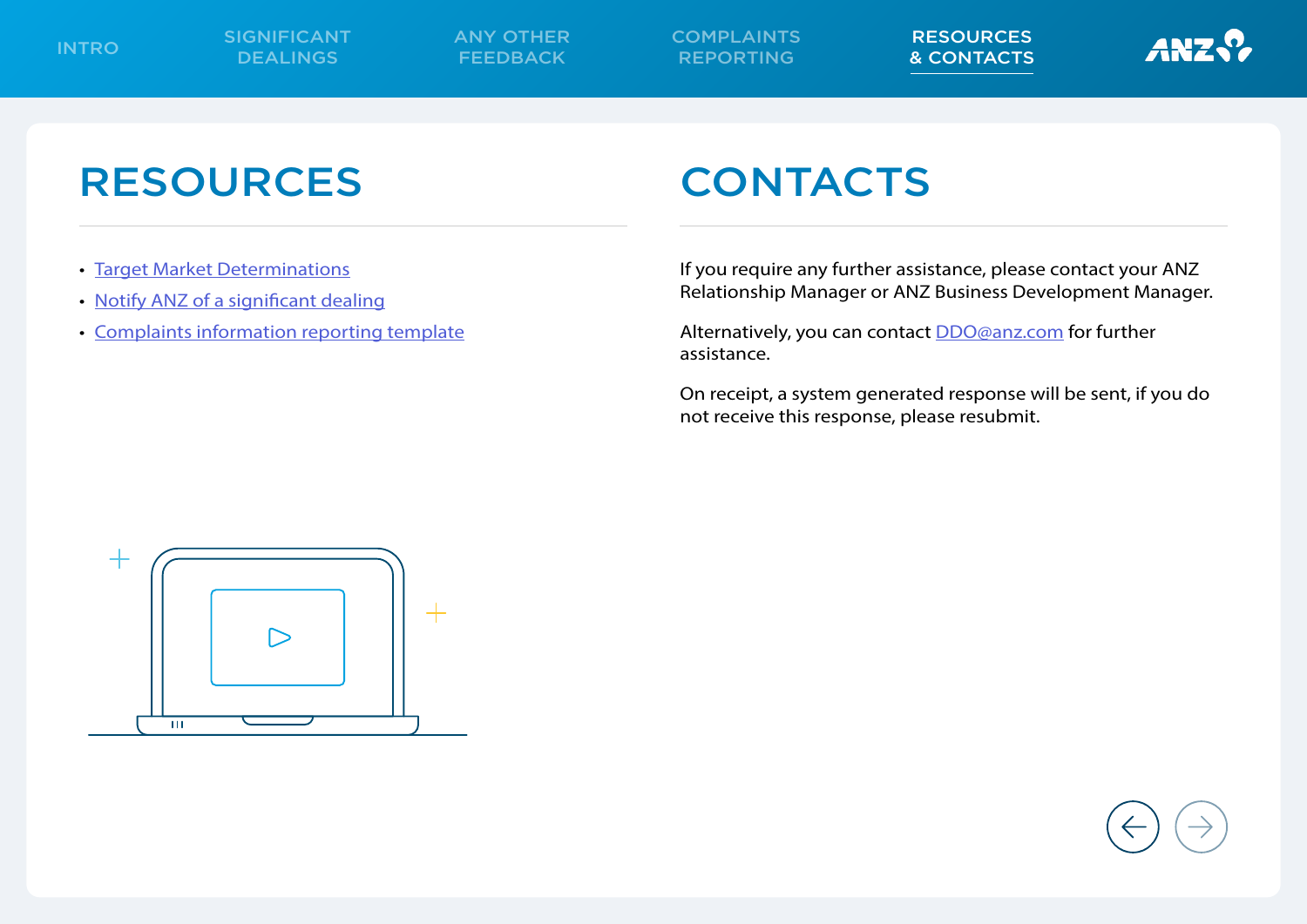# RESOURCES

- Target Market Determinations
- Notify ANZ of a significant dealing
- Complaints information reporting template

# CONTACTS

If you require any further assistance, please contact your ANZ Relationship Manager or ANZ Business Development Manager.

Alternatively, you can contact DDO@anz.com for further assistance.

On receipt, a system generated response will be sent, if you do not receive this response, please resubmit.